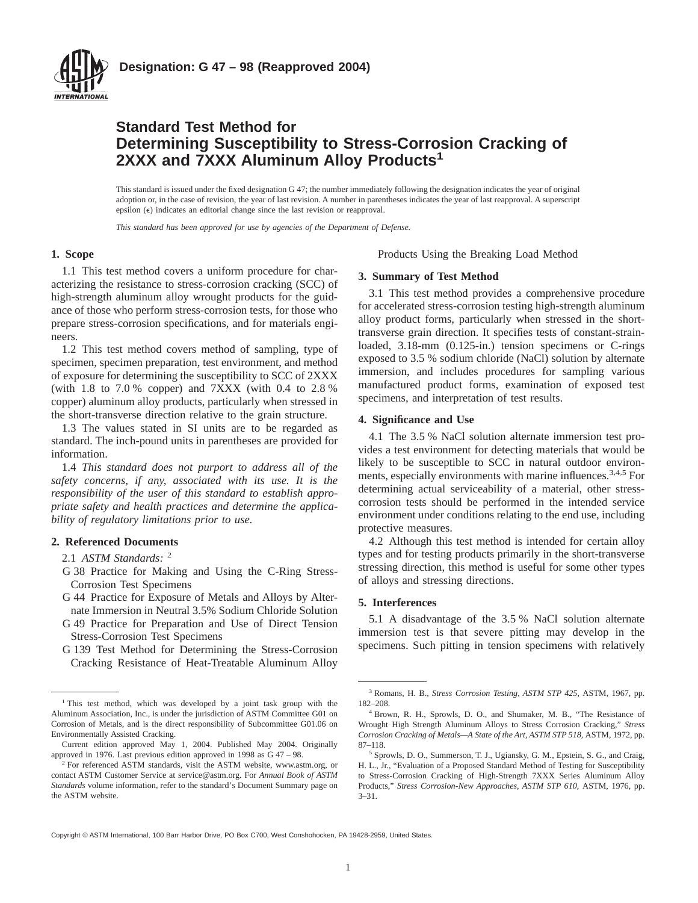**Designation: G 47 – 98 (Reapproved 2004)**

# Standard Test Method for Determining Susceptibility to Stress-Corrosion Cracking of 2XXX and 7XXX Aluminum Alloy Products[1]

This standard is issued under the fixed designation G 47; the number immediately following the designation indicates the year of original adoption or, in the case of revision, the year of last revision. A number in parentheses indicates the year of last reapproval. A superscript epsilon (ε) indicates an editorial change since the last revision or reapproval.

*This standard has been approved for use by agencies of the Department of Defense.*

## 1. Scope

1.1 This test method covers a uniform procedure for characterizing the resistance to stress-corrosion cracking (SCC) of high-strength aluminum alloy wrought products for the guidance of those who perform stress-corrosion tests, for those who prepare stress-corrosion specifications, and for materials engineers.

1.2 This test method covers method of sampling, type of specimen, specimen preparation, test environment, and method of exposure for determining the susceptibility to SCC of 2XXX (with 1.8 to 7.0 % copper) and 7XXX (with 0.4 to 2.8 % copper) aluminum alloy products, particularly when stressed in the short-transverse direction relative to the grain structure.

1.3 The values stated in SI units are to be regarded as standard. The inch-pound units in parentheses are provided for information.

1.4 *This standard does not purport to address all of the safety concerns, if any, associated with its use. It is the responsibility of the user of this standard to establish appropriate safety and health practices and determine the applicability of regulatory limitations prior to use.*

## 2. Referenced Documents

2.1 *ASTM Standards:* [2]

- G 38 Practice for Making and Using the C-Ring Stress-Corrosion Test Specimens
- G 44 Practice for Exposure of Metals and Alloys by Alternate Immersion in Neutral 3.5% Sodium Chloride Solution
- G 49 Practice for Preparation and Use of Direct Tension Stress-Corrosion Test Specimens
- G 139 Test Method for Determining the Stress-Corrosion Cracking Resistance of Heat-Treatable Aluminum Alloy Products Using the Breaking Load Method

## 3. Summary of Test Method

3.1 This test method provides a comprehensive procedure for accelerated stress-corrosion testing high-strength aluminum alloy product forms, particularly when stressed in the short-transverse grain direction. It specifies tests of constant-strain-loaded, 3.18-mm (0.125-in.) tension specimens or C-rings exposed to 3.5 % sodium chloride (NaCl) solution by alternate immersion, and includes procedures for sampling various manufactured product forms, examination of exposed test specimens, and interpretation of test results.

## 4. Significance and Use

4.1 The 3.5 % NaCl solution alternate immersion test provides a test environment for detecting materials that would be likely to be susceptible to SCC in natural outdoor environments, especially environments with marine influences.[3,4,5] For determining actual serviceability of a material, other stress-corrosion tests should be performed in the intended service environment under conditions relating to the end use, including protective measures.

4.2 Although this test method is intended for certain alloy types and for testing products primarily in the short-transverse stressing direction, this method is useful for some other types of alloys and stressing directions.

## 5. Interferences

5.1 A disadvantage of the 3.5 % NaCl solution alternate immersion test is that severe pitting may develop in the specimens. Such pitting in tension specimens with relatively

---

[1] This test method, which was developed by a joint task group with the Aluminum Association, Inc., is under the jurisdiction of ASTM Committee G01 on Corrosion of Metals, and is the direct responsibility of Subcommittee G01.06 on Environmentally Assisted Cracking.

Current edition approved May 1, 2004. Published May 2004. Originally approved in 1976. Last previous edition approved in 1998 as G 47 – 98.

[2] For referenced ASTM standards, visit the ASTM website, www.astm.org, or contact ASTM Customer Service at service@astm.org. For *Annual Book of ASTM Standards* volume information, refer to the standard's Document Summary page on the ASTM website.

[3] Romans, H. B., *Stress Corrosion Testing, ASTM STP 425,* ASTM, 1967, pp. 182–208.

[4] Brown, R. H., Sprowls, D. O., and Shumaker, M. B., "The Resistance of Wrought High Strength Aluminum Alloys to Stress Corrosion Cracking," *Stress Corrosion Cracking of Metals—A State of the Art, ASTM STP 518,* ASTM, 1972, pp. 87–118.

[5] Sprowls, D. O., Summerson, T. J., Ugiansky, G. M., Epstein, S. G., and Craig, H. L., Jr., "Evaluation of a Proposed Standard Method of Testing for Susceptibility to Stress-Corrosion Cracking of High-Strength 7XXX Series Aluminum Alloy Products," *Stress Corrosion-New Approaches, ASTM STP 610,* ASTM, 1976, pp. 3–31.

Copyright © ASTM International, 100 Barr Harbor Drive, PO Box C700, West Conshohocken, PA 19428-2959, United States.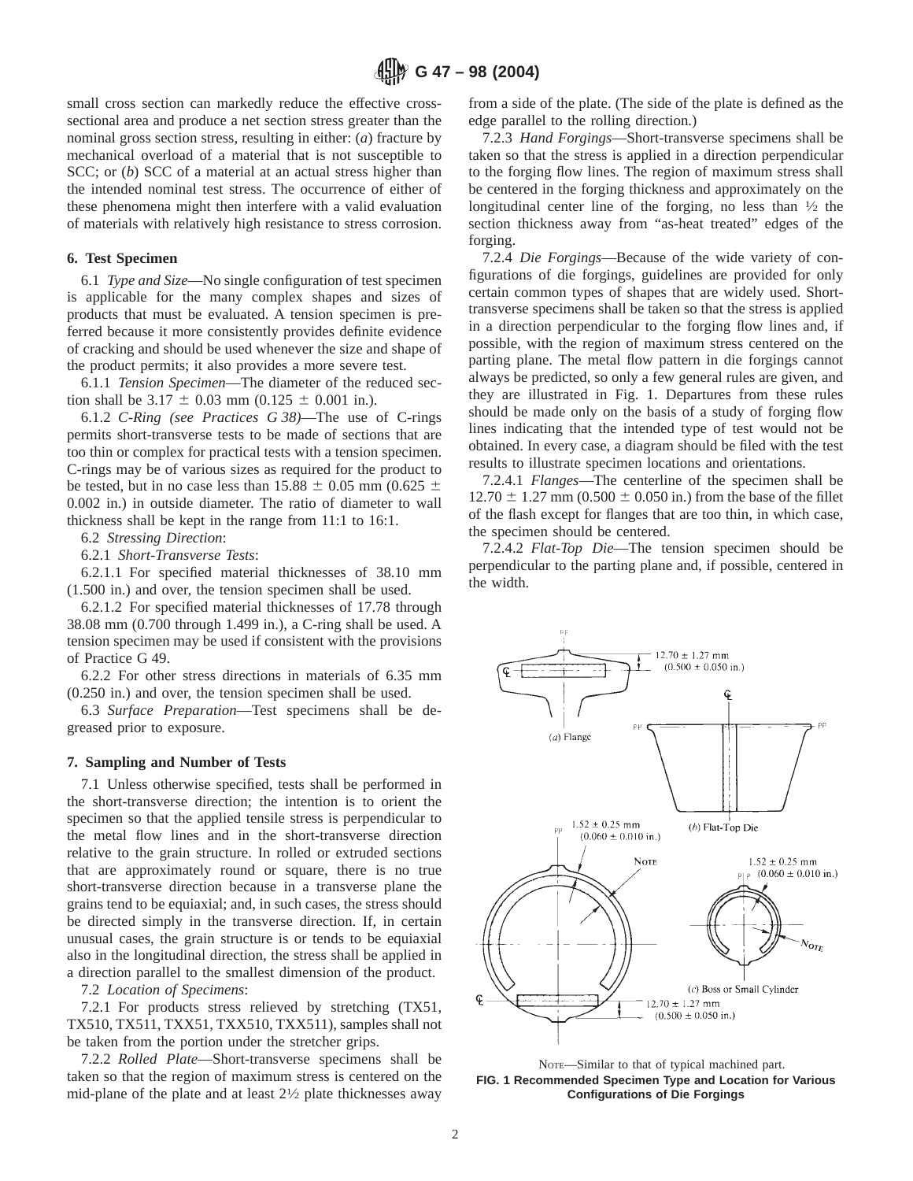small cross section can markedly reduce the effective cross-sectional area and produce a net section stress greater than the nominal gross section stress, resulting in either: (*a*) fracture by mechanical overload of a material that is not susceptible to SCC; or (*b*) SCC of a material at an actual stress higher than the intended nominal test stress. The occurrence of either of these phenomena might then interfere with a valid evaluation of materials with relatively high resistance to stress corrosion.

## 6. Test Specimen

6.1 *Type and Size*—No single configuration of test specimen is applicable for the many complex shapes and sizes of products that must be evaluated. A tension specimen is preferred because it more consistently provides definite evidence of cracking and should be used whenever the size and shape of the product permits; it also provides a more severe test.

6.1.1 *Tension Specimen*—The diameter of the reduced section shall be 3.17 ± 0.03 mm (0.125 ± 0.001 in.).

6.1.2 *C-Ring (see Practices G 38)*—The use of C-rings permits short-transverse tests to be made of sections that are too thin or complex for practical tests with a tension specimen. C-rings may be of various sizes as required for the product to be tested, but in no case less than 15.88 ± 0.05 mm (0.625 ± 0.002 in.) in outside diameter. The ratio of diameter to wall thickness shall be kept in the range from 11:1 to 16:1.

6.2 *Stressing Direction*:

6.2.1 *Short-Transverse Tests*:

6.2.1.1 For specified material thicknesses of 38.10 mm (1.500 in.) and over, the tension specimen shall be used.

6.2.1.2 For specified material thicknesses of 17.78 through 38.08 mm (0.700 through 1.499 in.), a C-ring shall be used. A tension specimen may be used if consistent with the provisions of Practice G 49.

6.2.2 For other stress directions in materials of 6.35 mm (0.250 in.) and over, the tension specimen shall be used.

6.3 *Surface Preparation*—Test specimens shall be degreased prior to exposure.

## 7. Sampling and Number of Tests

7.1 Unless otherwise specified, tests shall be performed in the short-transverse direction; the intention is to orient the specimen so that the applied tensile stress is perpendicular to the metal flow lines and in the short-transverse direction relative to the grain structure. In rolled or extruded sections that are approximately round or square, there is no true short-transverse direction because in a transverse plane the grains tend to be equiaxial; and, in such cases, the stress should be directed simply in the transverse direction. If, in certain unusual cases, the grain structure is or tends to be equiaxial also in the longitudinal direction, the stress shall be applied in a direction parallel to the smallest dimension of the product.

7.2 *Location of Specimens*:

7.2.1 For products stress relieved by stretching (TX51, TX510, TX511, TXX51, TXX510, TXX511), samples shall not be taken from the portion under the stretcher grips.

7.2.2 *Rolled Plate*—Short-transverse specimens shall be taken so that the region of maximum stress is centered on the mid-plane of the plate and at least 2½ plate thicknesses away from a side of the plate. (The side of the plate is defined as the edge parallel to the rolling direction.)

7.2.3 *Hand Forgings*—Short-transverse specimens shall be taken so that the stress is applied in a direction perpendicular to the forging flow lines. The region of maximum stress shall be centered in the forging thickness and approximately on the longitudinal center line of the forging, no less than ½ the section thickness away from "as-heat treated" edges of the forging.

7.2.4 *Die Forgings*—Because of the wide variety of configurations of die forgings, guidelines are provided for only certain common types of shapes that are widely used. Short-transverse specimens shall be taken so that the stress is applied in a direction perpendicular to the forging flow lines and, if possible, with the region of maximum stress centered on the parting plane. The metal flow pattern in die forgings cannot always be predicted, so only a few general rules are given, and they are illustrated in Fig. 1. Departures from these rules should be made only on the basis of a study of forging flow lines indicating that the intended type of test would not be obtained. In every case, a diagram should be filed with the test results to illustrate specimen locations and orientations.

7.2.4.1 *Flanges*—The centerline of the specimen shall be 12.70 ± 1.27 mm (0.500 ± 0.050 in.) from the base of the fillet of the flash except for flanges that are too thin, in which case, the specimen should be centered.

7.2.4.2 *Flat-Top Die*—The tension specimen should be perpendicular to the parting plane and, if possible, centered in the width.

NOTE—Similar to that of typical machined part.

**FIG. 1 Recommended Specimen Type and Location for Various Configurations of Die Forgings**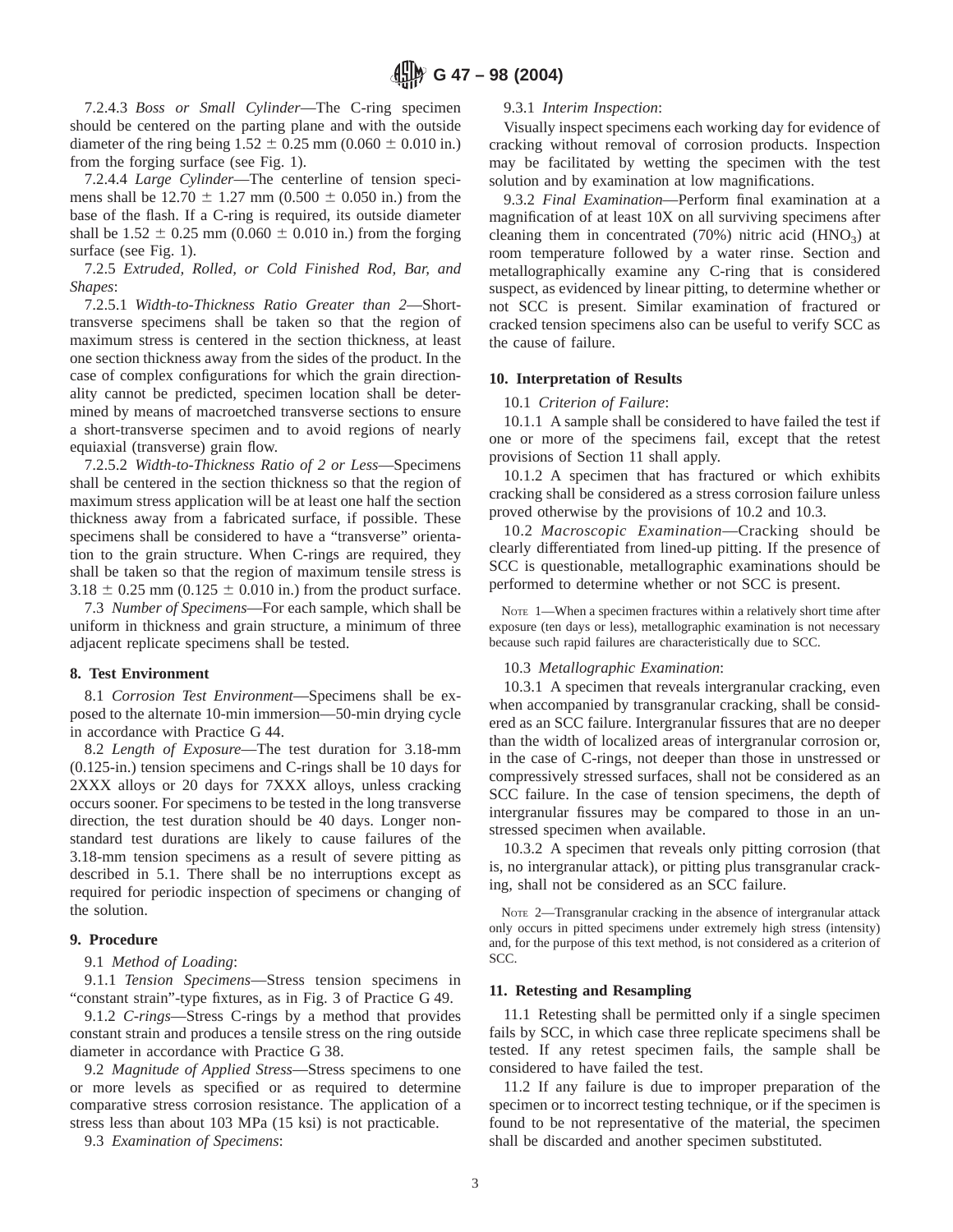7.2.4.3 *Boss or Small Cylinder*—The C-ring specimen should be centered on the parting plane and with the outside diameter of the ring being 1.52 ± 0.25 mm (0.060 ± 0.010 in.) from the forging surface (see Fig. 1).

7.2.4.4 *Large Cylinder*—The centerline of tension specimens shall be 12.70 ± 1.27 mm (0.500 ± 0.050 in.) from the base of the flash. If a C-ring is required, its outside diameter shall be 1.52 ± 0.25 mm (0.060 ± 0.010 in.) from the forging surface (see Fig. 1).

7.2.5 *Extruded, Rolled, or Cold Finished Rod, Bar, and Shapes*:

7.2.5.1 *Width-to-Thickness Ratio Greater than 2*—Short-transverse specimens shall be taken so that the region of maximum stress is centered in the section thickness, at least one section thickness away from the sides of the product. In the case of complex configurations for which the grain directionality cannot be predicted, specimen location shall be determined by means of macroetched transverse sections to ensure a short-transverse specimen and to avoid regions of nearly equiaxial (transverse) grain flow.

7.2.5.2 *Width-to-Thickness Ratio of 2 or Less*—Specimens shall be centered in the section thickness so that the region of maximum stress application will be at least one half the section thickness away from a fabricated surface, if possible. These specimens shall be considered to have a "transverse" orientation to the grain structure. When C-rings are required, they shall be taken so that the region of maximum tensile stress is 3.18 ± 0.25 mm (0.125 ± 0.010 in.) from the product surface.

7.3 *Number of Specimens*—For each sample, which shall be uniform in thickness and grain structure, a minimum of three adjacent replicate specimens shall be tested.

## 8. Test Environment

8.1 *Corrosion Test Environment*—Specimens shall be exposed to the alternate 10-min immersion—50-min drying cycle in accordance with Practice G 44.

8.2 *Length of Exposure*—The test duration for 3.18-mm (0.125-in.) tension specimens and C-rings shall be 10 days for 2XXX alloys or 20 days for 7XXX alloys, unless cracking occurs sooner. For specimens to be tested in the long transverse direction, the test duration should be 40 days. Longer non-standard test durations are likely to cause failures of the 3.18-mm tension specimens as a result of severe pitting as described in 5.1. There shall be no interruptions except as required for periodic inspection of specimens or changing of the solution.

## 9. Procedure

9.1 *Method of Loading*:

9.1.1 *Tension Specimens*—Stress tension specimens in "constant strain"-type fixtures, as in Fig. 3 of Practice G 49.

9.1.2 *C-rings*—Stress C-rings by a method that provides constant strain and produces a tensile stress on the ring outside diameter in accordance with Practice G 38.

9.2 *Magnitude of Applied Stress*—Stress specimens to one or more levels as specified or as required to determine comparative stress corrosion resistance. The application of a stress less than about 103 MPa (15 ksi) is not practicable.

9.3 *Examination of Specimens*:

9.3.1 *Interim Inspection*:

Visually inspect specimens each working day for evidence of cracking without removal of corrosion products. Inspection may be facilitated by wetting the specimen with the test solution and by examination at low magnifications.

9.3.2 *Final Examination*—Perform final examination at a magnification of at least 10X on all surviving specimens after cleaning them in concentrated (70%) nitric acid ($HNO_3$) at room temperature followed by a water rinse. Section and metallographically examine any C-ring that is considered suspect, as evidenced by linear pitting, to determine whether or not SCC is present. Similar examination of fractured or cracked tension specimens also can be useful to verify SCC as the cause of failure.

## 10. Interpretation of Results

10.1 *Criterion of Failure*:

10.1.1 A sample shall be considered to have failed the test if one or more of the specimens fail, except that the retest provisions of Section 11 shall apply.

10.1.2 A specimen that has fractured or which exhibits cracking shall be considered as a stress corrosion failure unless proved otherwise by the provisions of 10.2 and 10.3.

10.2 *Macroscopic Examination*—Cracking should be clearly differentiated from lined-up pitting. If the presence of SCC is questionable, metallographic examinations should be performed to determine whether or not SCC is present.

NOTE 1—When a specimen fractures within a relatively short time after exposure (ten days or less), metallographic examination is not necessary because such rapid failures are characteristically due to SCC.

10.3 *Metallographic Examination*:

10.3.1 A specimen that reveals intergranular cracking, even when accompanied by transgranular cracking, shall be considered as an SCC failure. Intergranular fissures that are no deeper than the width of localized areas of intergranular corrosion or, in the case of C-rings, not deeper than those in unstressed or compressively stressed surfaces, shall not be considered as an SCC failure. In the case of tension specimens, the depth of intergranular fissures may be compared to those in an unstressed specimen when available.

10.3.2 A specimen that reveals only pitting corrosion (that is, no intergranular attack), or pitting plus transgranular cracking, shall not be considered as an SCC failure.

NOTE 2—Transgranular cracking in the absence of intergranular attack only occurs in pitted specimens under extremely high stress (intensity) and, for the purpose of this text method, is not considered as a criterion of SCC.

## 11. Retesting and Resampling

11.1 Retesting shall be permitted only if a single specimen fails by SCC, in which case three replicate specimens shall be tested. If any retest specimen fails, the sample shall be considered to have failed the test.

11.2 If any failure is due to improper preparation of the specimen or to incorrect testing technique, or if the specimen is found to be not representative of the material, the specimen shall be discarded and another specimen substituted.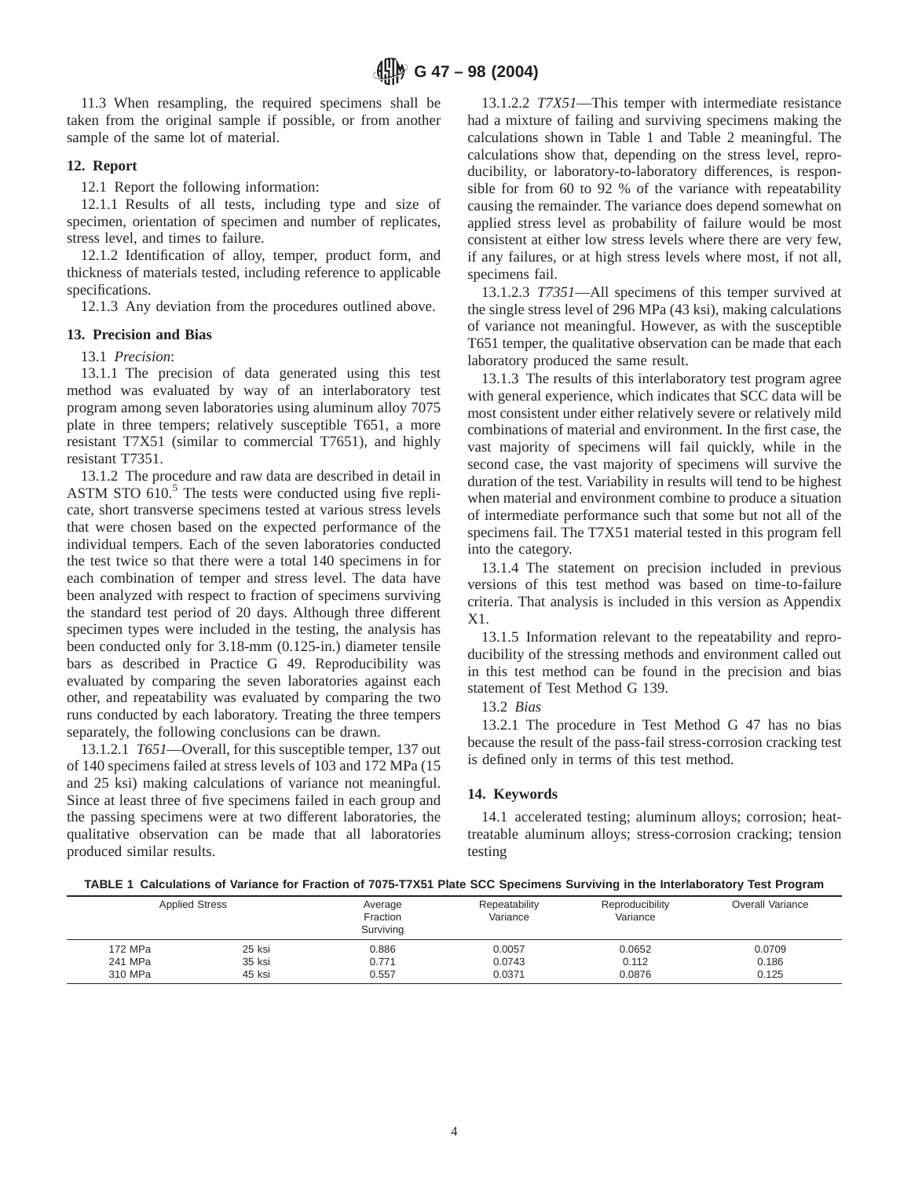11.3 When resampling, the required specimens shall be taken from the original sample if possible, or from another sample of the same lot of material.

## 12. Report

12.1 Report the following information:

12.1.1 Results of all tests, including type and size of specimen, orientation of specimen and number of replicates, stress level, and times to failure.

12.1.2 Identification of alloy, temper, product form, and thickness of materials tested, including reference to applicable specifications.

12.1.3 Any deviation from the procedures outlined above.

## 13. Precision and Bias

13.1 *Precision*:

13.1.1 The precision of data generated using this test method was evaluated by way of an interlaboratory test program among seven laboratories using aluminum alloy 7075 plate in three tempers; relatively susceptible T651, a more resistant T7X51 (similar to commercial T7651), and highly resistant T7351.

13.1.2 The procedure and raw data are described in detail in ASTM STO 610.[5] The tests were conducted using five replicate, short transverse specimens tested at various stress levels that were chosen based on the expected performance of the individual tempers. Each of the seven laboratories conducted the test twice so that there were a total 140 specimens in for each combination of temper and stress level. The data have been analyzed with respect to fraction of specimens surviving the standard test period of 20 days. Although three different specimen types were included in the testing, the analysis has been conducted only for 3.18-mm (0.125-in.) diameter tensile bars as described in Practice G 49. Reproducibility was evaluated by comparing the seven laboratories against each other, and repeatability was evaluated by comparing the two runs conducted by each laboratory. Treating the three tempers separately, the following conclusions can be drawn.

13.1.2.1 *T651*—Overall, for this susceptible temper, 137 out of 140 specimens failed at stress levels of 103 and 172 MPa (15 and 25 ksi) making calculations of variance not meaningful. Since at least three of five specimens failed in each group and the passing specimens were at two different laboratories, the qualitative observation can be made that all laboratories produced similar results.

13.1.2.2 *T7X51*—This temper with intermediate resistance had a mixture of failing and surviving specimens making the calculations shown in Table 1 and Table 2 meaningful. The calculations show that, depending on the stress level, reproducibility, or laboratory-to-laboratory differences, is responsible for from 60 to 92 % of the variance with repeatability causing the remainder. The variance does depend somewhat on applied stress level as probability of failure would be most consistent at either low stress levels where there are very few, if any failures, or at high stress levels where most, if not all, specimens fail.

13.1.2.3 *T7351*—All specimens of this temper survived at the single stress level of 296 MPa (43 ksi), making calculations of variance not meaningful. However, as with the susceptible T651 temper, the qualitative observation can be made that each laboratory produced the same result.

13.1.3 The results of this interlaboratory test program agree with general experience, which indicates that SCC data will be most consistent under either relatively severe or relatively mild combinations of material and environment. In the first case, the vast majority of specimens will fail quickly, while in the second case, the vast majority of specimens will survive the duration of the test. Variability in results will tend to be highest when material and environment combine to produce a situation of intermediate performance such that some but not all of the specimens fail. The T7X51 material tested in this program fell into the category.

13.1.4 The statement on precision included in previous versions of this test method was based on time-to-failure criteria. That analysis is included in this version as Appendix X1.

13.1.5 Information relevant to the repeatability and reproducibility of the stressing methods and environment called out in this test method can be found in the precision and bias statement of Test Method G 139.

13.2 *Bias*

13.2.1 The procedure in Test Method G 47 has no bias because the result of the pass-fail stress-corrosion cracking test is defined only in terms of this test method.

## 14. Keywords

14.1 accelerated testing; aluminum alloys; corrosion; heat-treatable aluminum alloys; stress-corrosion cracking; tension testing

**TABLE 1 Calculations of Variance for Fraction of 7075-T7X51 Plate SCC Specimens Surviving in the Interlaboratory Test Program**

| Applied Stress | | Average Fraction Surviving | Repeatability Variance | Reproducibility Variance | Overall Variance |
|---|---|---|---|---|---|
| 172 MPa | 25 ksi | 0.886 | 0.0057 | 0.0652 | 0.0709 |
| 241 MPa | 35 ksi | 0.771 | 0.0743 | 0.112 | 0.186 |
| 310 MPa | 45 ksi | 0.557 | 0.0371 | 0.0876 | 0.125 |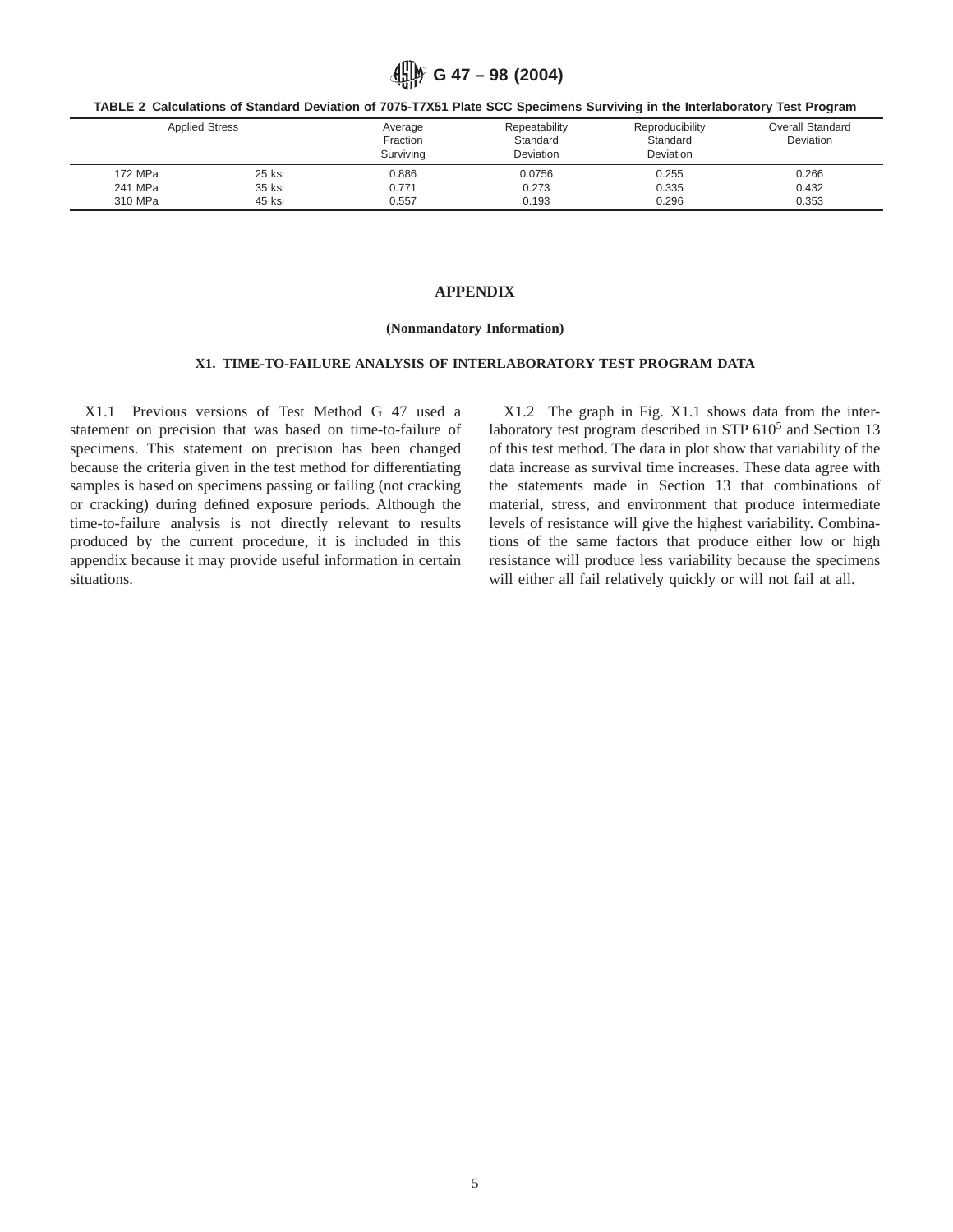**TABLE 2 Calculations of Standard Deviation of 7075-T7X51 Plate SCC Specimens Surviving in the Interlaboratory Test Program**

| Applied Stress | | Average Fraction Surviving | Repeatability Standard Deviation | Reproducibility Standard Deviation | Overall Standard Deviation |
|---|---|---|---|---|---|
| 172 MPa | 25 ksi | 0.886 | 0.0756 | 0.255 | 0.266 |
| 241 MPa | 35 ksi | 0.771 | 0.273 | 0.335 | 0.432 |
| 310 MPa | 45 ksi | 0.557 | 0.193 | 0.296 | 0.353 |

# APPENDIX

**(Nonmandatory Information)**

## X1. TIME-TO-FAILURE ANALYSIS OF INTERLABORATORY TEST PROGRAM DATA

X1.1 Previous versions of Test Method G 47 used a statement on precision that was based on time-to-failure of specimens. This statement on precision has been changed because the criteria given in the test method for differentiating samples is based on specimens passing or failing (not cracking or cracking) during defined exposure periods. Although the time-to-failure analysis is not directly relevant to results produced by the current procedure, it is included in this appendix because it may provide useful information in certain situations.

X1.2 The graph in Fig. X1.1 shows data from the interlaboratory test program described in STP 610[5] and Section 13 of this test method. The data in plot show that variability of the data increase as survival time increases. These data agree with the statements made in Section 13 that combinations of material, stress, and environment that produce intermediate levels of resistance will give the highest variability. Combinations of the same factors that produce either low or high resistance will produce less variability because the specimens will either all fail relatively quickly or will not fail at all.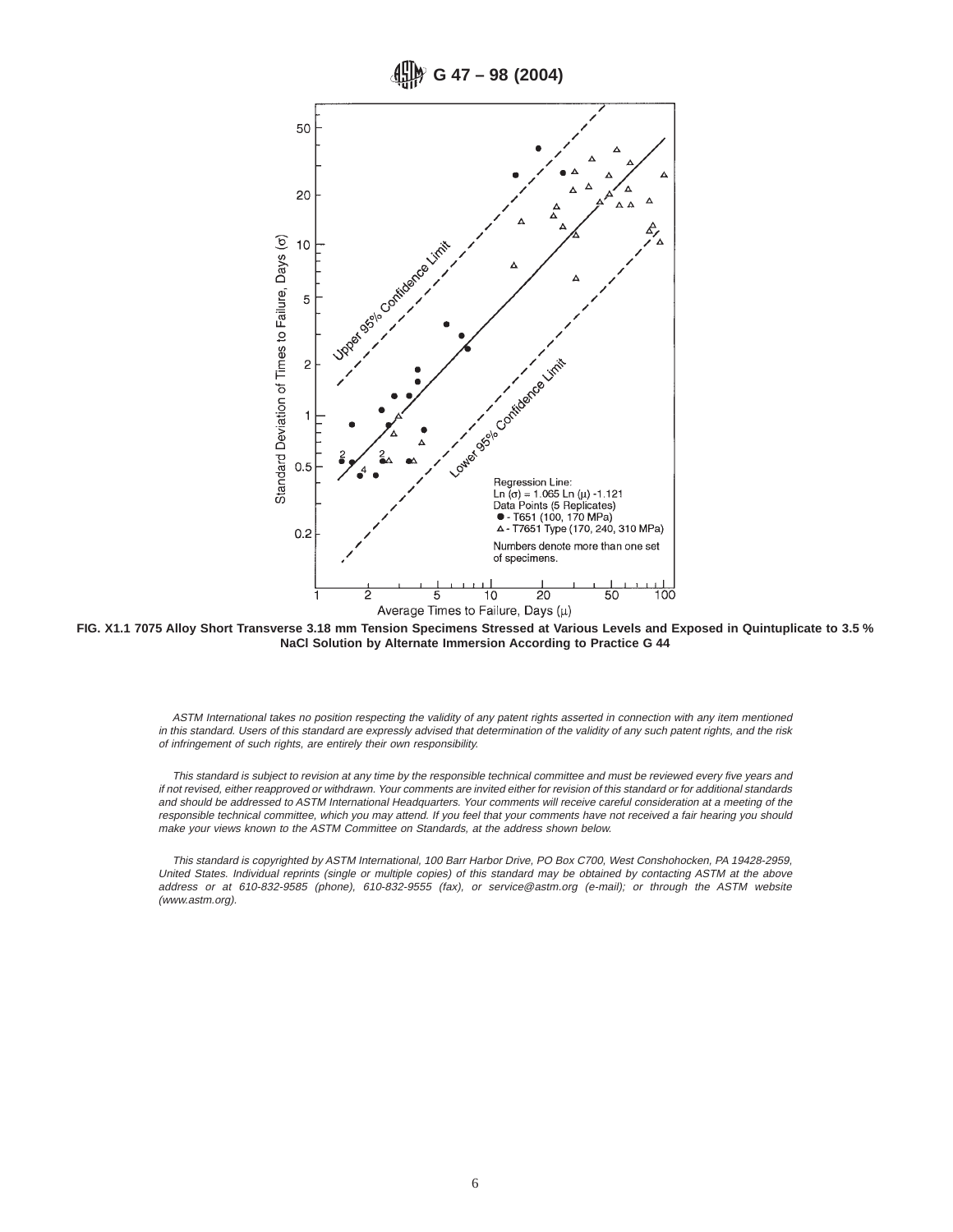Standard Deviation of Times to Failure, Days (σ)

50
20
10
5
2
1
0.5
0.2

Upper 95% Confidence Limit

Lower 95% Confidence Limit

Regression Line:
$\ln(\sigma) = 1.065 \ln(\mu) - 1.121$
Data Points (5 Replicates)
● - T651 (100, 170 MPa)
Δ - T7651 Type (170, 240, 310 MPa)

Numbers denote more than one set of specimens.

1 2 5 10 20 50 100

Average Times to Failure, Days (μ)

**FIG. X1.1 7075 Alloy Short Transverse 3.18 mm Tension Specimens Stressed at Various Levels and Exposed in Quintuplicate to 3.5 % NaCl Solution by Alternate Immersion According to Practice G 44**

*ASTM International takes no position respecting the validity of any patent rights asserted in connection with any item mentioned in this standard. Users of this standard are expressly advised that determination of the validity of any such patent rights, and the risk of infringement of such rights, are entirely their own responsibility.*

*This standard is subject to revision at any time by the responsible technical committee and must be reviewed every five years and if not revised, either reapproved or withdrawn. Your comments are invited either for revision of this standard or for additional standards and should be addressed to ASTM International Headquarters. Your comments will receive careful consideration at a meeting of the responsible technical committee, which you may attend. If you feel that your comments have not received a fair hearing you should make your views known to the ASTM Committee on Standards, at the address shown below.*

*This standard is copyrighted by ASTM International, 100 Barr Harbor Drive, PO Box C700, West Conshohocken, PA 19428-2959, United States. Individual reprints (single or multiple copies) of this standard may be obtained by contacting ASTM at the above address or at 610-832-9585 (phone), 610-832-9555 (fax), or service@astm.org (e-mail); or through the ASTM website (www.astm.org).*